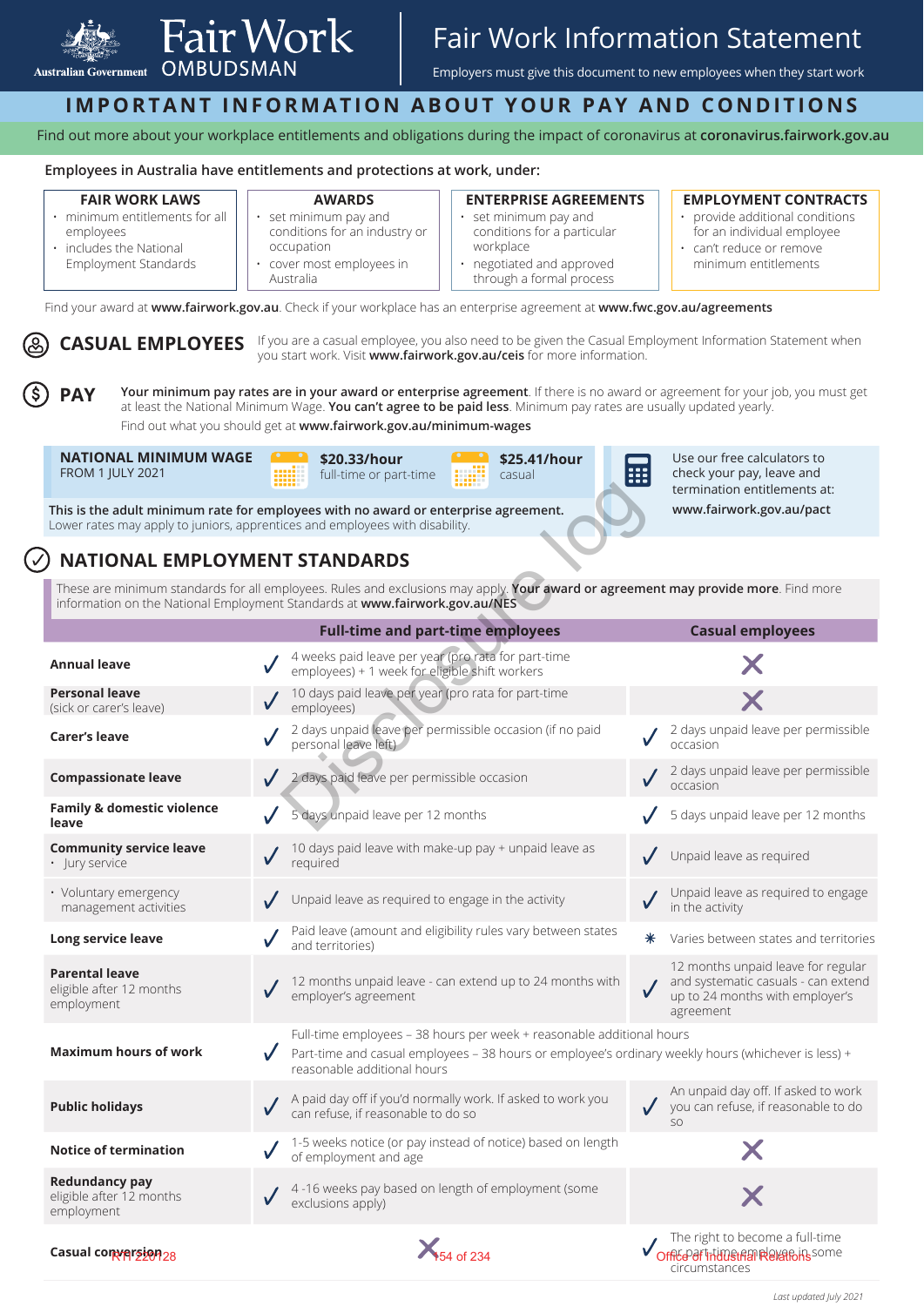# Fair Work Information Statement

Australian Government Fair Work OMBUDSMAN

Employers must give this document to new employees when they start work

## IMPORTANT INFORMATION ABOUT YOUR PAY AND CONDITIONS

Find out more about your workplace entitlements and obligations during the impact of coronavirus at **coronavirus.fairwork.gov.au**

**Employees in Australia have entitlements and protections at work, under:**

| FAIR WORK LAWS | AWARDS | ENTERPRISE AGREEMENTS | EMPLOYMENT CONTRACTS |
|---|---|---|---|
| • minimum entitlements for all employees<br>• includes the National Employment Standards | • set minimum pay and conditions for an industry or occupation<br>• cover most employees in Australia | • set minimum pay and conditions for a particular workplace<br>• negotiated and approved through a formal process | • provide additional conditions for an individual employee<br>• can't reduce or remove minimum entitlements |

Find your award at **www.fairwork.gov.au**. Check if your workplace has an enterprise agreement at **www.fwc.gov.au/agreements**

## CASUAL EMPLOYEES

If you are a casual employee, you also need to be given the Casual Employment Information Statement when you start work. Visit **www.fairwork.gov.au/ceis** for more information.

## PAY

**Your minimum pay rates are in your award or enterprise agreement**. If there is no award or agreement for your job, you must get at least the National Minimum Wage. **You can't agree to be paid less**. Minimum pay rates are usually updated yearly.

Find out what you should get at **www.fairwork.gov.au/minimum-wages**

**NATIONAL MINIMUM WAGE**
FROM 1 JULY 2021

**$20.33/hour** full-time or part-time

**$25.41/hour** casual

**This is the adult minimum rate for employees with no award or enterprise agreement.**
Lower rates may apply to juniors, apprentices and employees with disability.

Use our free calculators to check your pay, leave and termination entitlements at:
**www.fairwork.gov.au/pact**

## NATIONAL EMPLOYMENT STANDARDS

These are minimum standards for all employees. Rules and exclusions may apply. **Your award or agreement may provide more**. Find more information on the National Employment Standards at **www.fairwork.gov.au/NES**

| | Full-time and part-time employees | Casual employees |
|---|---|---|
| **Annual leave** | ✓ 4 weeks paid leave per year (pro rata for part-time employees) + 1 week for eligible shift workers | ✗ |
| **Personal leave** (sick or carer's leave) | ✓ 10 days paid leave per year (pro rata for part-time employees) | ✗ |
| **Carer's leave** | ✓ 2 days unpaid leave per permissible occasion (if no paid personal leave left) | ✓ 2 days unpaid leave per permissible occasion |
| **Compassionate leave** | ✓ 2 days paid leave per permissible occasion | ✓ 2 days unpaid leave per permissible occasion |
| **Family & domestic violence leave** | ✓ 5 days unpaid leave per 12 months | ✓ 5 days unpaid leave per 12 months |
| **Community service leave**<br>• Jury service | ✓ 10 days paid leave with make-up pay + unpaid leave as required | ✓ Unpaid leave as required |
| • Voluntary emergency management activities | ✓ Unpaid leave as required to engage in the activity | ✓ Unpaid leave as required to engage in the activity |
| **Long service leave** | ✓ Paid leave (amount and eligibility rules vary between states and territories) | * Varies between states and territories |
| **Parental leave** eligible after 12 months employment | ✓ 12 months unpaid leave - can extend up to 24 months with employer's agreement | ✓ 12 months unpaid leave for regular and systematic casuals - can extend up to 24 months with employer's agreement |
| **Maximum hours of work** | ✓ Full-time employees – 38 hours per week + reasonable additional hours<br>Part-time and casual employees – 38 hours or employee's ordinary weekly hours (whichever is less) + reasonable additional hours | |
| **Public holidays** | ✓ A paid day off if you'd normally work. If asked to work you can refuse, if reasonable to do so | ✓ An unpaid day off. If asked to work you can refuse, if reasonable to do so |
| **Notice of termination** | ✓ 1-5 weeks notice (or pay instead of notice) based on length of employment and age | ✗ |
| **Redundancy pay** eligible after 12 months employment | ✓ 4 -16 weeks pay based on length of employment (some exclusions apply) | ✗ |
| **Casual conversion** | ✗ | ✓ The right to become a full-time or part-time employee in some circumstances |

*Last updated July 2021*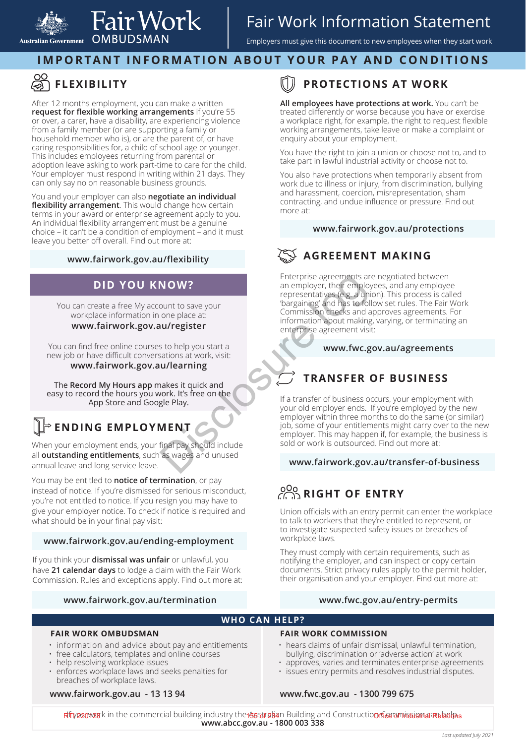# Fair Work Information Statement

Employers must give this document to new employees when they start work

## IMPORTANT INFORMATION ABOUT YOUR PAY AND CONDITIONS

### FLEXIBILITY

After 12 months employment, you can make a written **request for flexible working arrangements** if you're 55 or over, a carer, have a disability, are experiencing violence from a family member (or are supporting a family or household member who is), or are the parent of, or have caring responsibilities for, a child of school age or younger. This includes employees returning from parental or adoption leave asking to work part-time to care for the child. Your employer must respond in writing within 21 days. They can only say no on reasonable business grounds.

You and your employer can also **negotiate an individual flexibility arrangement**. This would change how certain terms in your award or enterprise agreement apply to you. An individual flexibility arrangement must be a genuine choice – it can't be a condition of employment – and it must leave you better off overall. Find out more at:

www.fairwork.gov.au/flexibility

### DID YOU KNOW?

You can create a free My account to save your workplace information in one place at:
**www.fairwork.gov.au/register**

You can find free online courses to help you start a new job or have difficult conversations at work, visit:
**www.fairwork.gov.au/learning**

The **Record My Hours app** makes it quick and easy to record the hours you work. It's free on the App Store and Google Play.

### ENDING EMPLOYMENT

When your employment ends, your final pay should include all **outstanding entitlements**, such as wages and unused annual leave and long service leave.

You may be entitled to **notice of termination**, or pay instead of notice. If you're dismissed for serious misconduct, you're not entitled to notice. If you resign you may have to give your employer notice. To check if notice is required and what should be in your final pay visit:

www.fairwork.gov.au/ending-employment

If you think your **dismissal was unfair** or unlawful, you have **21 calendar days** to lodge a claim with the Fair Work Commission. Rules and exceptions apply. Find out more at:

www.fairwork.gov.au/termination

### PROTECTIONS AT WORK

**All employees have protections at work.** You can't be treated differently or worse because you have or exercise a workplace right, for example, the right to request flexible working arrangements, take leave or make a complaint or enquiry about your employment.

You have the right to join a union or choose not to, and to take part in lawful industrial activity or choose not to.

You also have protections when temporarily absent from work due to illness or injury, from discrimination, bullying and harassment, coercion, misrepresentation, sham contracting, and undue influence or pressure. Find out more at:

www.fairwork.gov.au/protections

### AGREEMENT MAKING

Enterprise agreements are negotiated between an employer, their employees, and any employee representatives (e.g. a union). This process is called 'bargaining' and has to follow set rules. The Fair Work Commission checks and approves agreements. For information about making, varying, or terminating an enterprise agreement visit:

www.fwc.gov.au/agreements

### TRANSFER OF BUSINESS

If a transfer of business occurs, your employment with your old employer ends. If you're employed by the new employer within three months to do the same (or similar) job, some of your entitlements might carry over to the new employer. This may happen if, for example, the business is sold or work is outsourced. Find out more at:

www.fairwork.gov.au/transfer-of-business

### RIGHT OF ENTRY

Union officials with an entry permit can enter the workplace to talk to workers that they're entitled to represent, or to investigate suspected safety issues or breaches of workplace laws.

They must comply with certain requirements, such as notifying the employer, and can inspect or copy certain documents. Strict privacy rules apply to the permit holder, their organisation and your employer. Find out more at:

www.fwc.gov.au/entry-permits

## WHO CAN HELP?

### FAIR WORK OMBUDSMAN

- information and advice about pay and entitlements
- free calculators, templates and online courses
- help resolving workplace issues
- enforces workplace laws and seeks penalties for breaches of workplace laws.

**www.fairwork.gov.au - 13 13 94**

### FAIR WORK COMMISSION

- hears claims of unfair dismissal, unlawful termination, bullying, discrimination or 'adverse action' at work
- approves, varies and terminates enterprise agreements
- issues entry permits and resolves industrial disputes.

**www.fwc.gov.au - 1300 799 675**

If you work in the commercial building industry the Australian Building and Construction Commission can help.
**www.abcc.gov.au - 1800 003 338**

*Last updated July 2021*